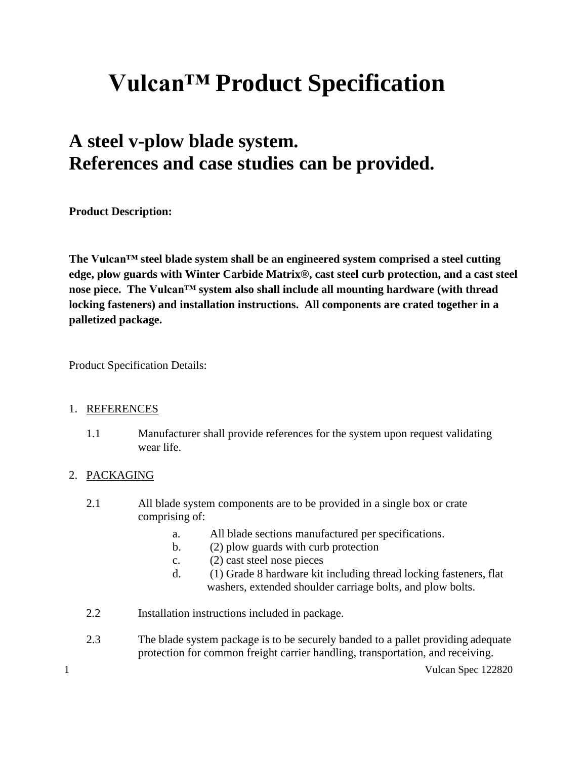# Vulcan™ Product Specification

## A steel v-plow blade system.
## References and case studies can be provided.

**Product Description:**

**The Vulcan™ steel blade system shall be an engineered system comprised a steel cutting edge, plow guards with Winter Carbide Matrix®, cast steel curb protection, and a cast steel nose piece. The Vulcan™ system also shall include all mounting hardware (with thread locking fasteners) and installation instructions. All components are crated together in a palletized package.**

Product Specification Details:

1. REFERENCES

   1.1 Manufacturer shall provide references for the system upon request validating wear life.

2. PACKAGING

   2.1 All blade system components are to be provided in a single box or crate comprising of:

      a. All blade sections manufactured per specifications.
      b. (2) plow guards with curb protection
      c. (2) cast steel nose pieces
      d. (1) Grade 8 hardware kit including thread locking fasteners, flat washers, extended shoulder carriage bolts, and plow bolts.

   2.2 Installation instructions included in package.

   2.3 The blade system package is to be securely banded to a pallet providing adequate protection for common freight carrier handling, transportation, and receiving.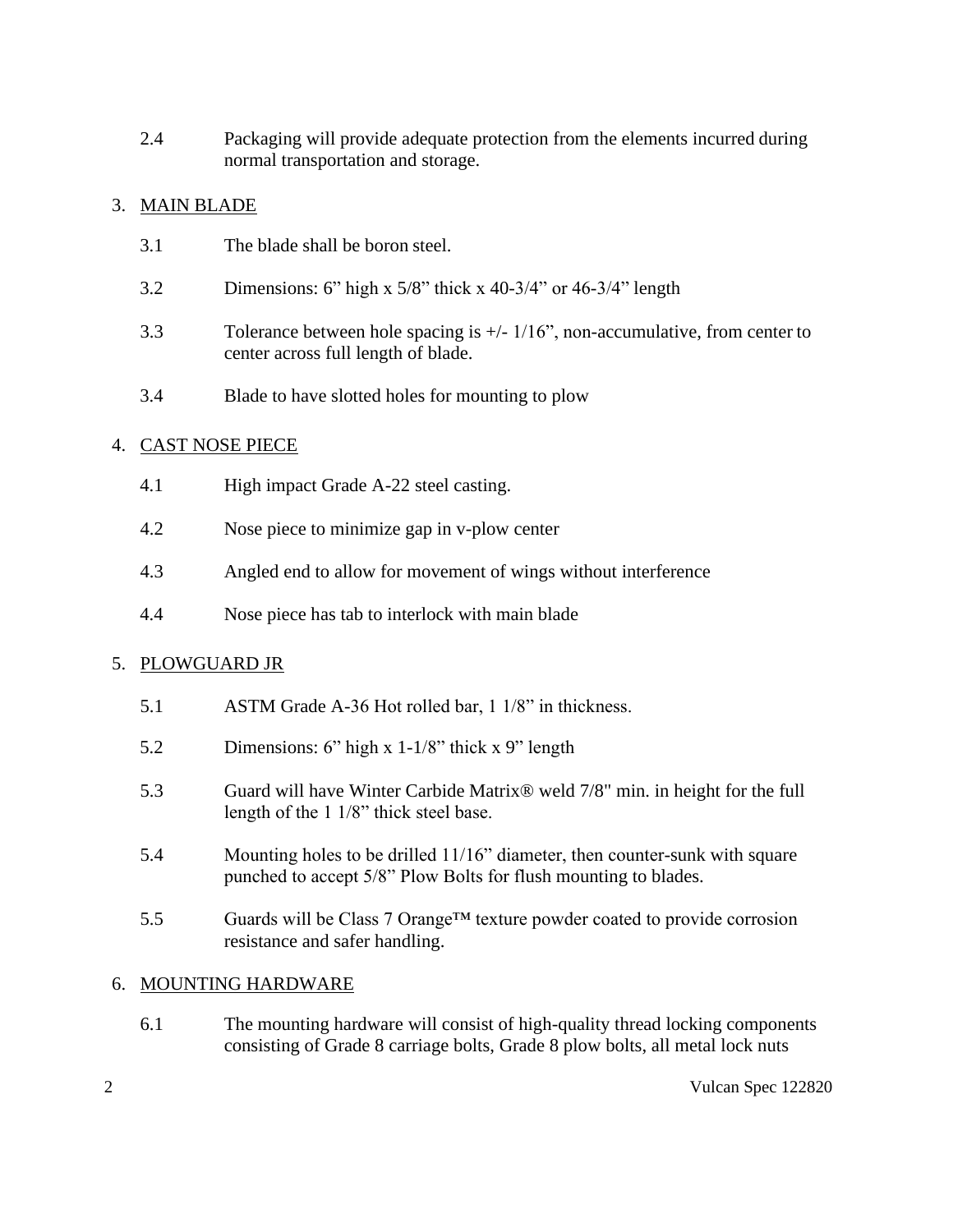2.4 Packaging will provide adequate protection from the elements incurred during normal transportation and storage.

3. MAIN BLADE

3.1 The blade shall be boron steel.

3.2 Dimensions: 6” high x 5/8” thick x 40-3/4” or 46-3/4” length

3.3 Tolerance between hole spacing is +/- 1/16”, non-accumulative, from center to center across full length of blade.

3.4 Blade to have slotted holes for mounting to plow

4. CAST NOSE PIECE

4.1 High impact Grade A-22 steel casting.

4.2 Nose piece to minimize gap in v-plow center

4.3 Angled end to allow for movement of wings without interference

4.4 Nose piece has tab to interlock with main blade

5. PLOWGUARD JR

5.1 ASTM Grade A-36 Hot rolled bar, 1 1/8” in thickness.

5.2 Dimensions: 6” high x 1-1/8” thick x 9” length

5.3 Guard will have Winter Carbide Matrix® weld 7/8" min. in height for the full length of the 1 1/8” thick steel base.

5.4 Mounting holes to be drilled 11/16” diameter, then counter-sunk with square punched to accept 5/8” Plow Bolts for flush mounting to blades.

5.5 Guards will be Class 7 Orange™ texture powder coated to provide corrosion resistance and safer handling.

6. MOUNTING HARDWARE

6.1 The mounting hardware will consist of high-quality thread locking components consisting of Grade 8 carriage bolts, Grade 8 plow bolts, all metal lock nuts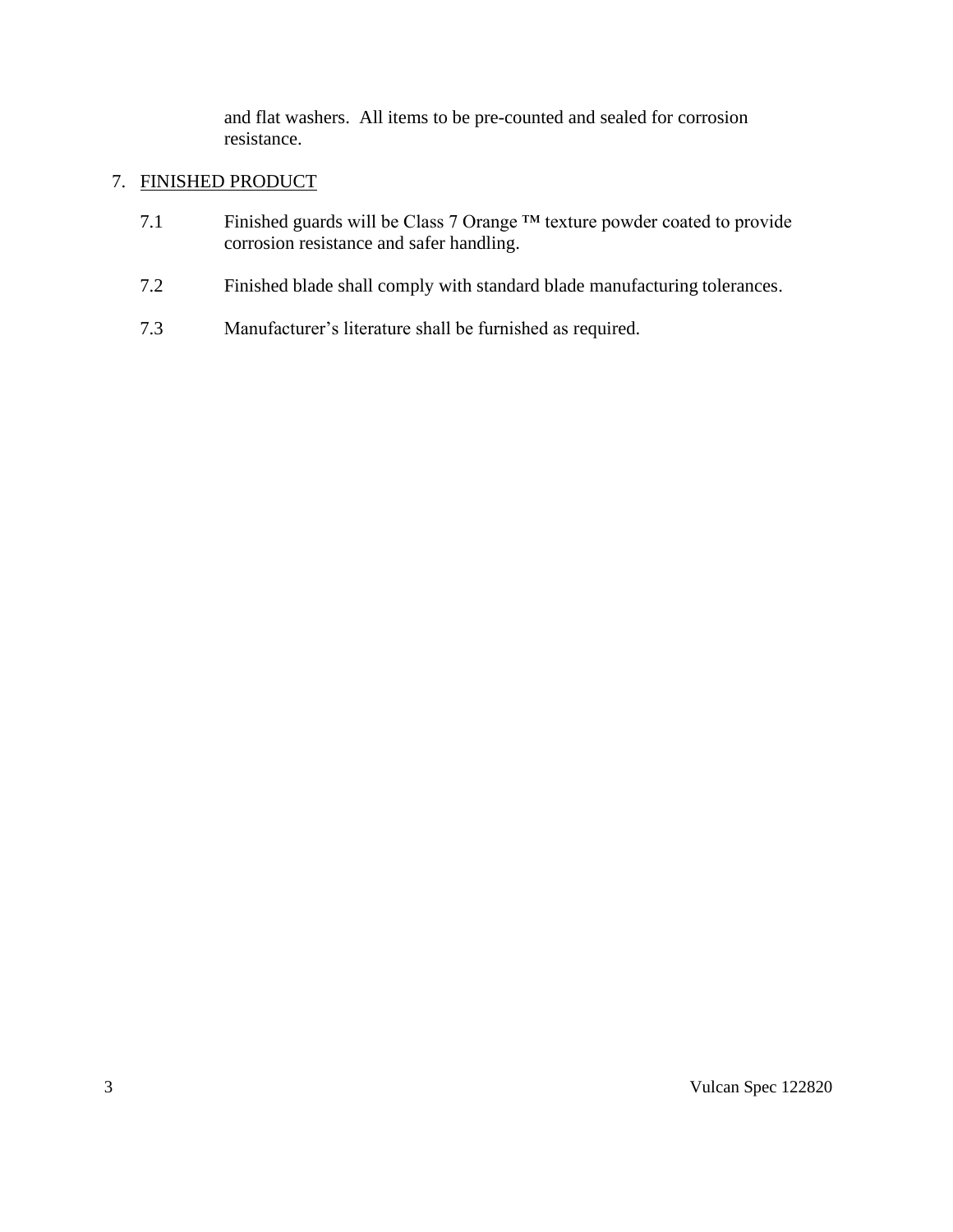and flat washers.  All items to be pre-counted and sealed for corrosion resistance.

7. FINISHED PRODUCT

7.1 Finished guards will be Class 7 Orange ™ texture powder coated to provide corrosion resistance and safer handling.

7.2 Finished blade shall comply with standard blade manufacturing tolerances.

7.3 Manufacturer's literature shall be furnished as required.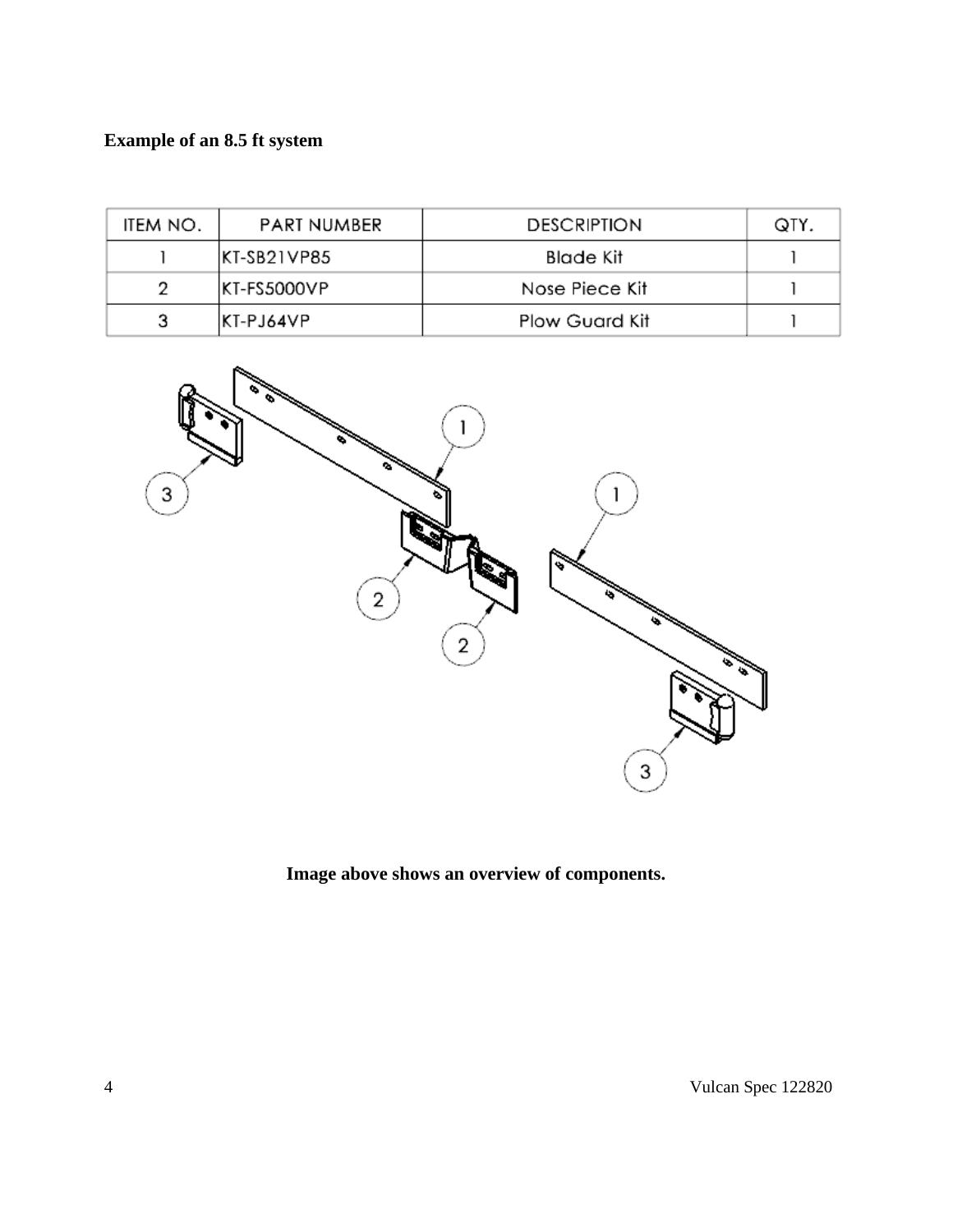**Example of an 8.5 ft system**

| ITEM NO. | PART NUMBER | DESCRIPTION | QTY. |
| --- | --- | --- | --- |
| 1 | KT-SB21VP85 | Blade Kit | 1 |
| 2 | KT-FS5000VP | Nose Piece Kit | 1 |
| 3 | KT-PJ64VP | Plow Guard Kit | 1 |

**Image above shows an overview of components.**